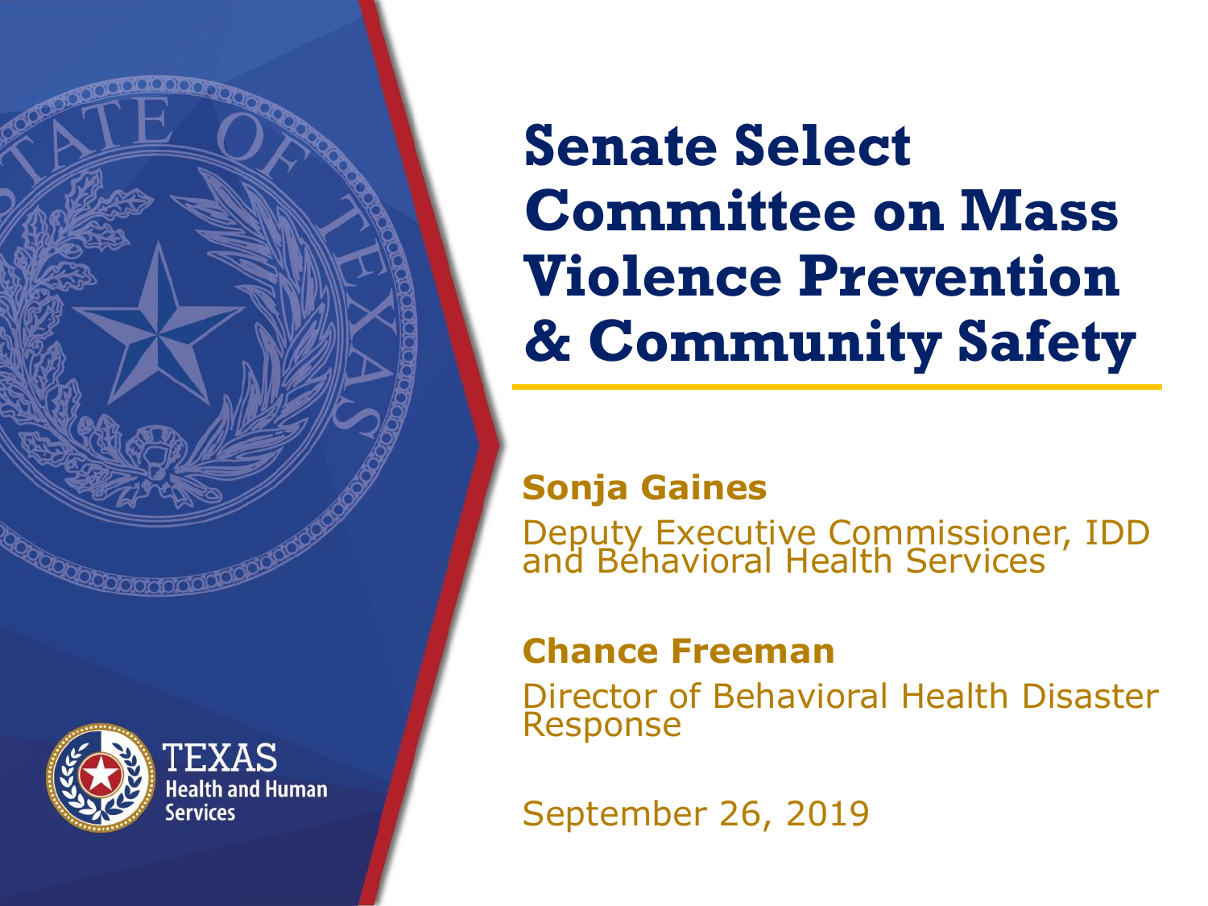# Senate Select Committee on Mass Violence Prevention & Community Safety

**Sonja Gaines**

Deputy Executive Commissioner, IDD and Behavioral Health Services

**Chance Freeman**

Director of Behavioral Health Disaster Response

September 26, 2019

TEXAS Health and Human Services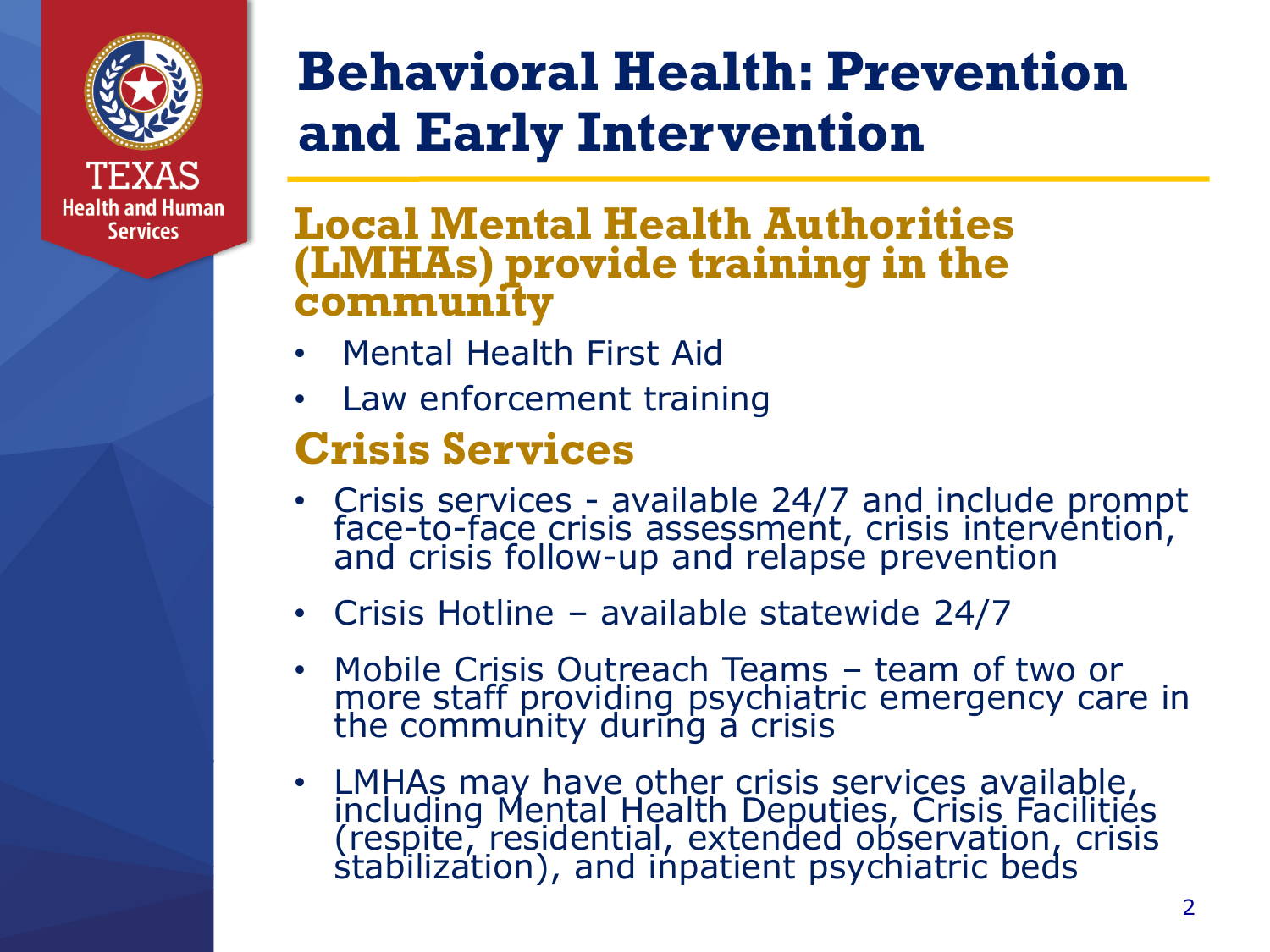# Behavioral Health: Prevention and Early Intervention

## Local Mental Health Authorities (LMHAs) provide training in the community

- Mental Health First Aid
- Law enforcement training

## Crisis Services

- Crisis services - available 24/7 and include prompt face-to-face crisis assessment, crisis intervention, and crisis follow-up and relapse prevention
- Crisis Hotline – available statewide 24/7
- Mobile Crisis Outreach Teams – team of two or more staff providing psychiatric emergency care in the community during a crisis
- LMHAs may have other crisis services available, including Mental Health Deputies, Crisis Facilities (respite, residential, extended observation, crisis stabilization), and inpatient psychiatric beds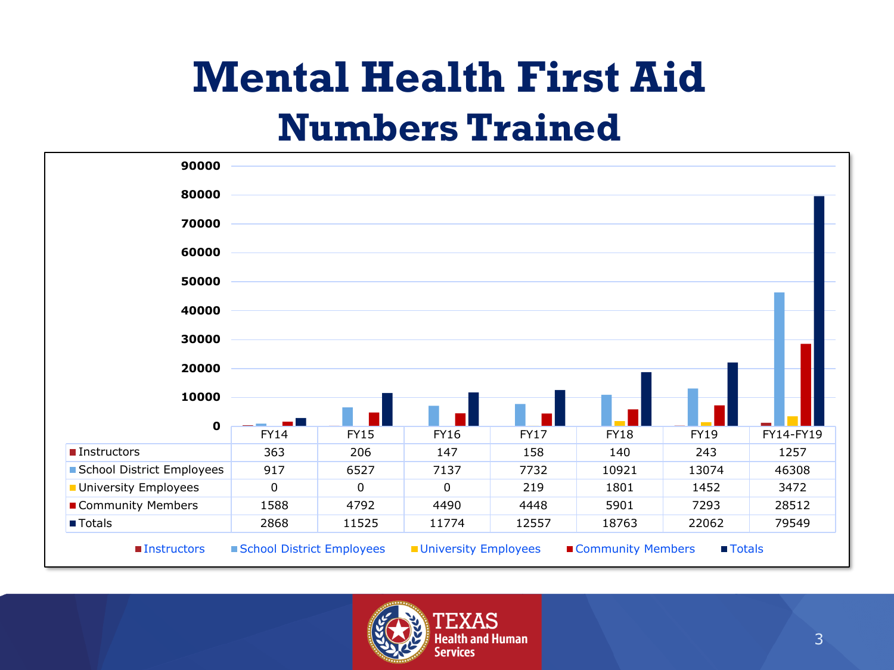# Mental Health First Aid

## Numbers Trained

| | FY14 | FY15 | FY16 | FY17 | FY18 | FY19 | FY14-FY19 |
|---|---|---|---|---|---|---|---|
| Instructors | 363 | 206 | 147 | 158 | 140 | 243 | 1257 |
| School District Employees | 917 | 6527 | 7137 | 7732 | 10921 | 13074 | 46308 |
| University Employees | 0 | 0 | 0 | 219 | 1801 | 1452 | 3472 |
| Community Members | 1588 | 4792 | 4490 | 4448 | 5901 | 7293 | 28512 |
| Totals | 2868 | 11525 | 11774 | 12557 | 18763 | 22062 | 79549 |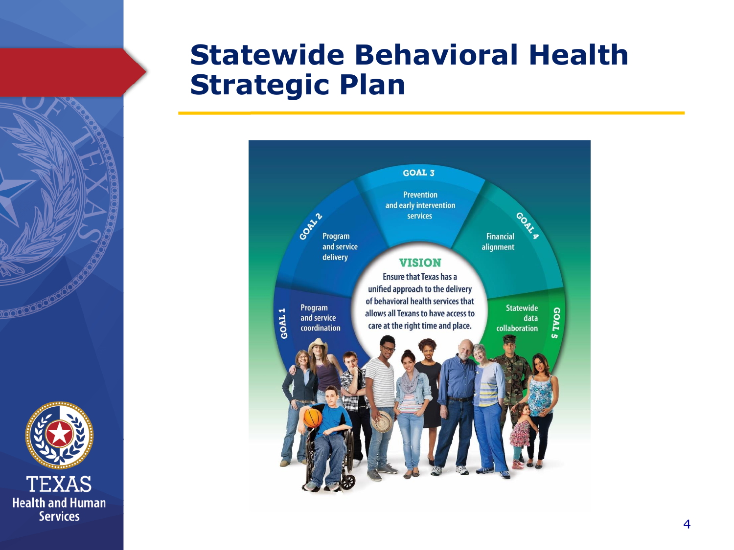# Statewide Behavioral Health Strategic Plan

**VISION**

Ensure that Texas has a unified approach to the delivery of behavioral health services that allows all Texans to have access to care at the right time and place.

- **GOAL 1** – Program and service coordination
- **GOAL 2** – Program and service delivery
- **GOAL 3** – Prevention and early intervention services
- **GOAL 4** – Financial alignment
- **GOAL 5** – Statewide data collaboration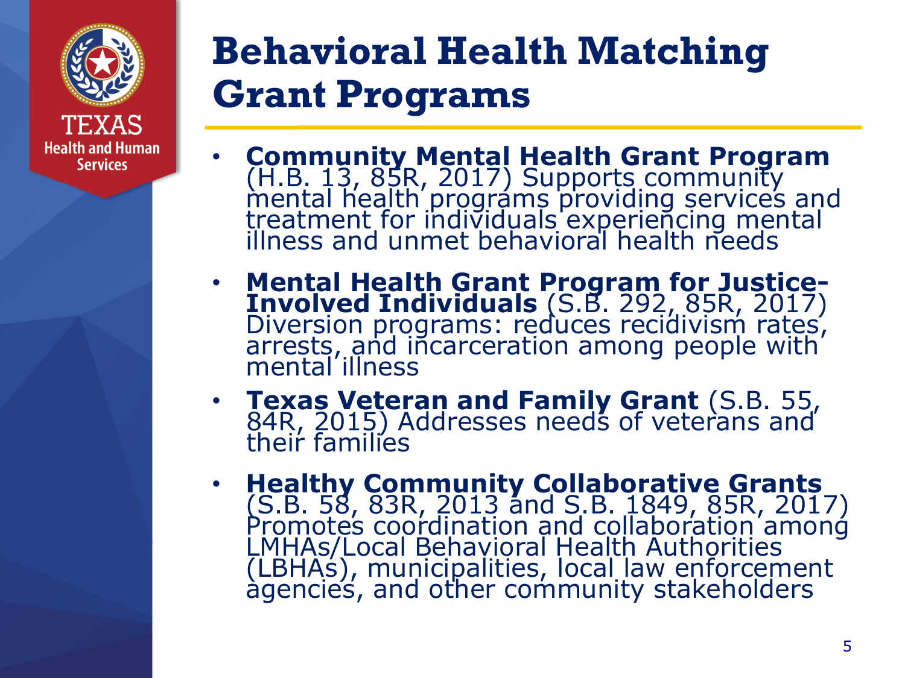# Behavioral Health Matching Grant Programs

- **Community Mental Health Grant Program** (H.B. 13, 85R, 2017) Supports community mental health programs providing services and treatment for individuals experiencing mental illness and unmet behavioral health needs
- **Mental Health Grant Program for Justice-Involved Individuals** (S.B. 292, 85R, 2017) Diversion programs: reduces recidivism rates, arrests, and incarceration among people with mental illness
- **Texas Veteran and Family Grant** (S.B. 55, 84R, 2015) Addresses needs of veterans and their families
- **Healthy Community Collaborative Grants** (S.B. 58, 83R, 2013 and S.B. 1849, 85R, 2017) Promotes coordination and collaboration among LMHAs/Local Behavioral Health Authorities (LBHAs), municipalities, local law enforcement agencies, and other community stakeholders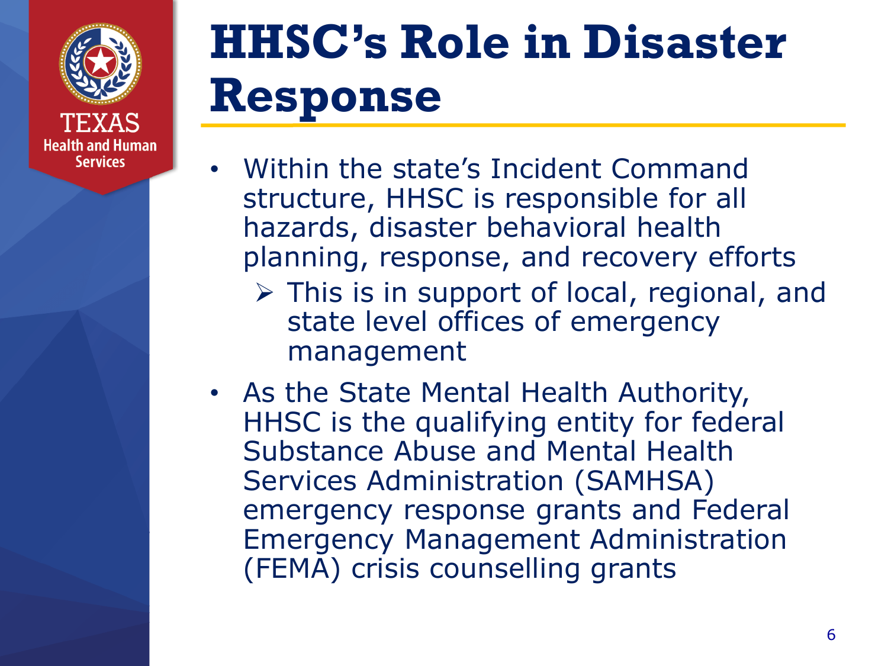# HHSC's Role in Disaster Response

- Within the state's Incident Command structure, HHSC is responsible for all hazards, disaster behavioral health planning, response, and recovery efforts
  - This is in support of local, regional, and state level offices of emergency management
- As the State Mental Health Authority, HHSC is the qualifying entity for federal Substance Abuse and Mental Health Services Administration (SAMHSA) emergency response grants and Federal Emergency Management Administration (FEMA) crisis counselling grants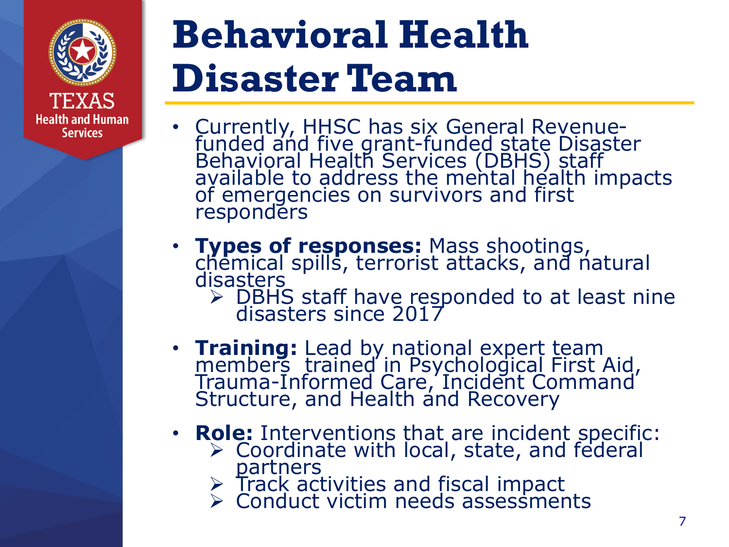# Behavioral Health Disaster Team

- Currently, HHSC has six General Revenue-funded and five grant-funded state Disaster Behavioral Health Services (DBHS) staff available to address the mental health impacts of emergencies on survivors and first responders
- **Types of responses:** Mass shootings, chemical spills, terrorist attacks, and natural disasters
  - DBHS staff have responded to at least nine disasters since 2017
- **Training:** Lead by national expert team members  trained in Psychological First Aid, Trauma-Informed Care, Incident Command Structure, and Health and Recovery
- **Role:** Interventions that are incident specific:
  - Coordinate with local, state, and federal partners
  - Track activities and fiscal impact
  - Conduct victim needs assessments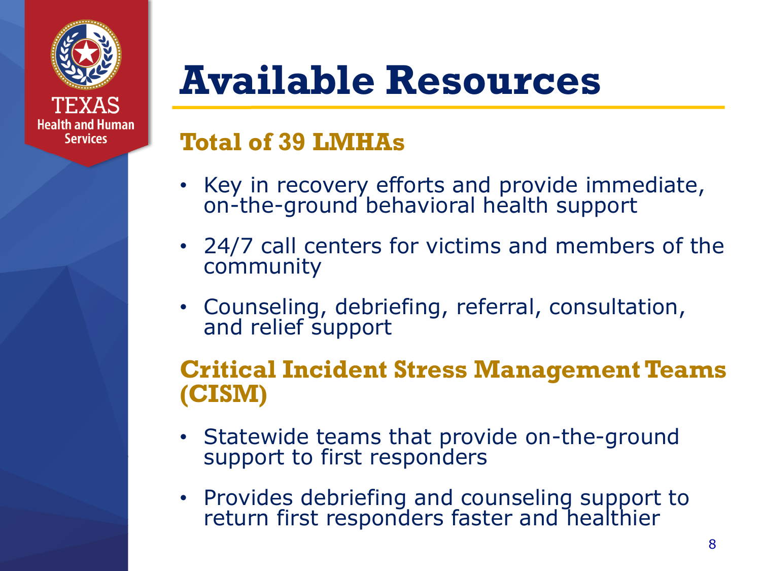# Available Resources

## Total of 39 LMHAs

- Key in recovery efforts and provide immediate, on-the-ground behavioral health support
- 24/7 call centers for victims and members of the community
- Counseling, debriefing, referral, consultation, and relief support

## Critical Incident Stress Management Teams (CISM)

- Statewide teams that provide on-the-ground support to first responders
- Provides debriefing and counseling support to return first responders faster and healthier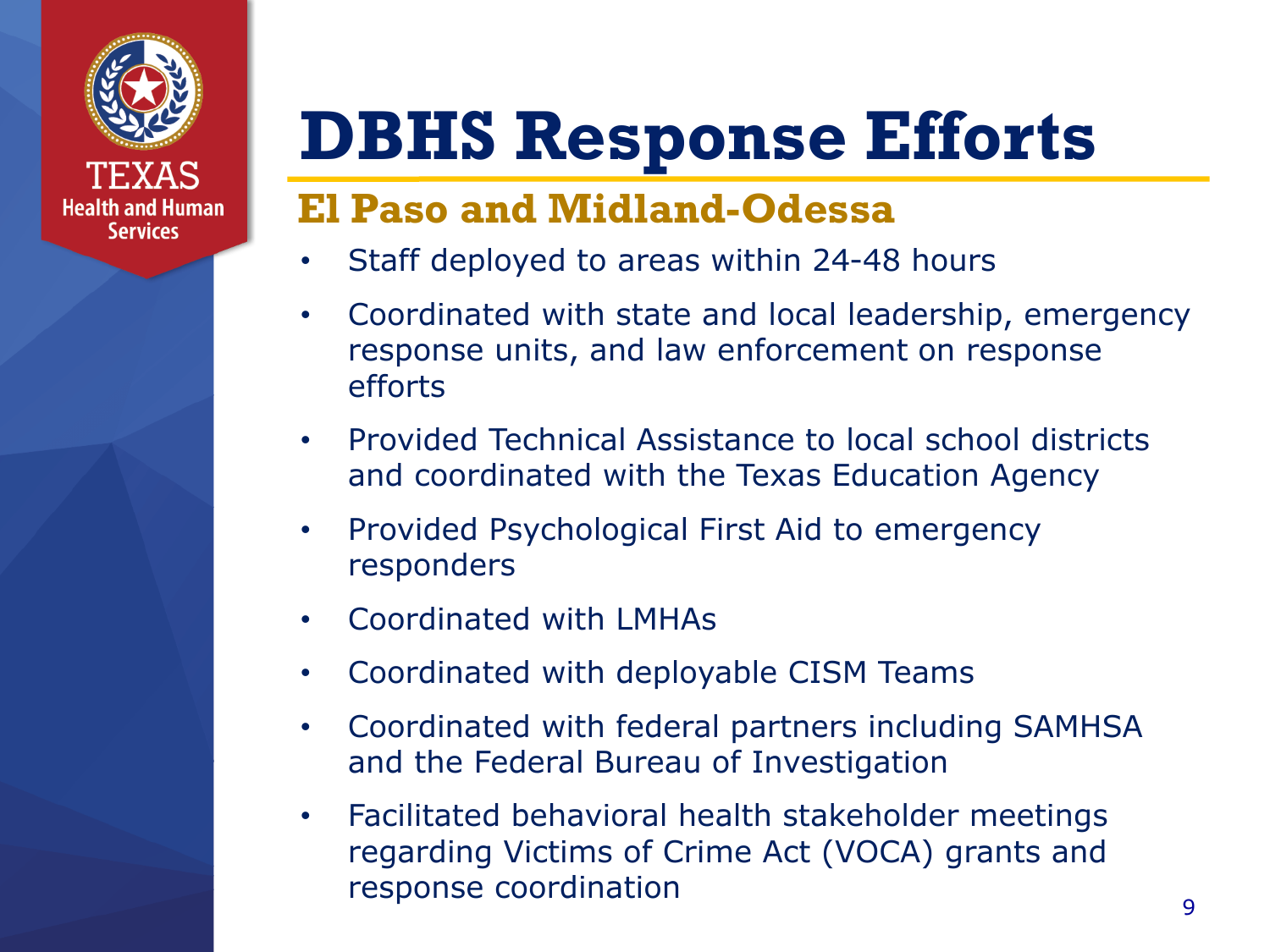# DBHS Response Efforts

## El Paso and Midland-Odessa

- Staff deployed to areas within 24-48 hours
- Coordinated with state and local leadership, emergency response units, and law enforcement on response efforts
- Provided Technical Assistance to local school districts and coordinated with the Texas Education Agency
- Provided Psychological First Aid to emergency responders
- Coordinated with LMHAs
- Coordinated with deployable CISM Teams
- Coordinated with federal partners including SAMHSA and the Federal Bureau of Investigation
- Facilitated behavioral health stakeholder meetings regarding Victims of Crime Act (VOCA) grants and response coordination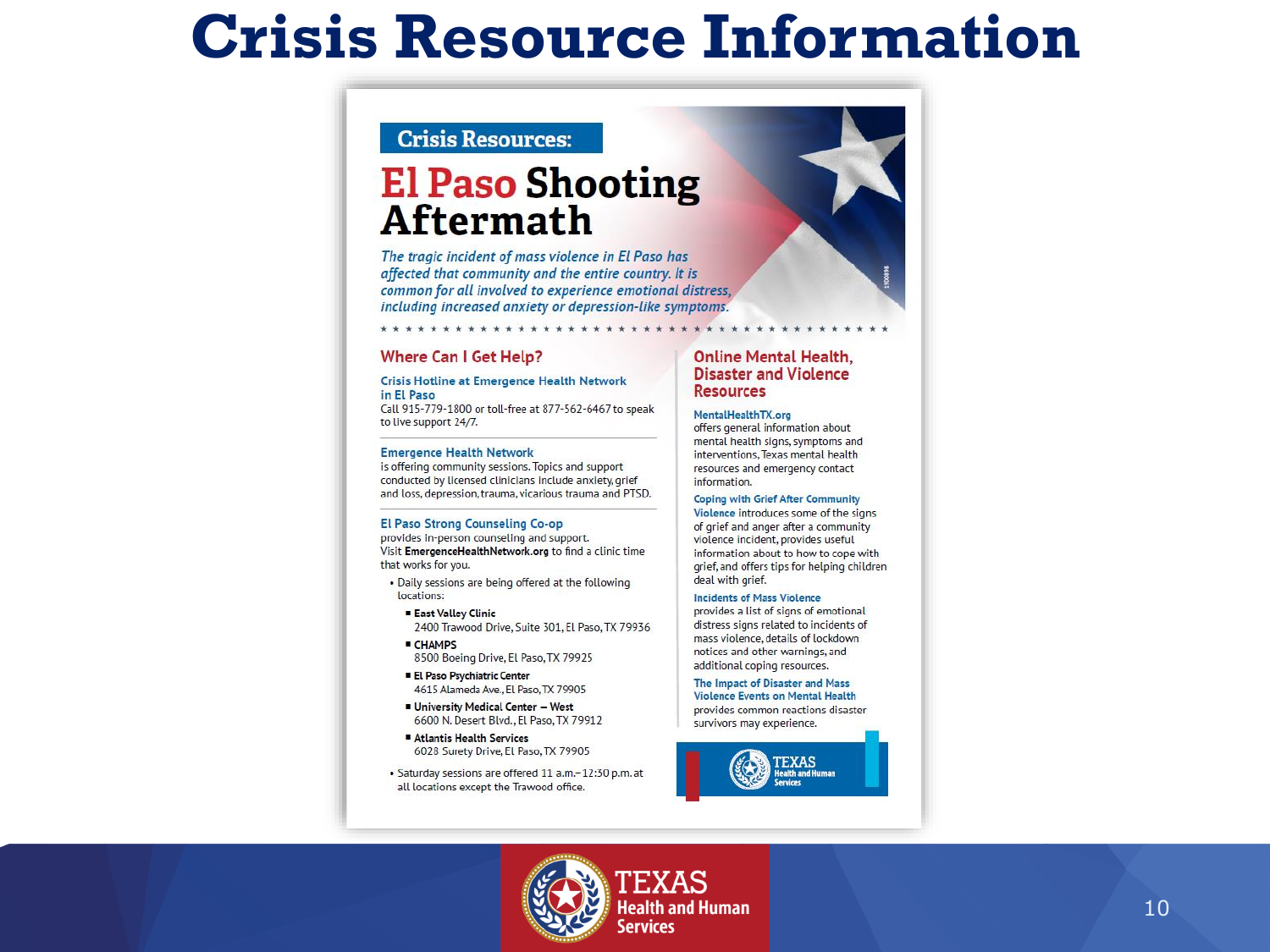# Crisis Resource Information

## Crisis Resources:

# El Paso Shooting Aftermath

*The tragic incident of mass violence in El Paso has affected that community and the entire country. It is common for all involved to experience emotional distress, including increased anxiety or depression-like symptoms.*

## Where Can I Get Help?

### Crisis Hotline at Emergence Health Network in El Paso

Call 915-779-1800 or toll-free at 877-562-6467 to speak to live support 24/7.

### Emergence Health Network

is offering community sessions. Topics and support conducted by licensed clinicians include anxiety, grief and loss, depression, trauma, vicarious trauma and PTSD.

### El Paso Strong Counseling Co-op

provides in-person counseling and support. Visit **EmergenceHealthNetwork.org** to find a clinic time that works for you.

- Daily sessions are being offered at the following locations:
  - **East Valley Clinic**
    2400 Trawood Drive, Suite 301, El Paso, TX 79936
  - **CHAMPS**
    8500 Boeing Drive, El Paso, TX 79925
  - **El Paso Psychiatric Center**
    4615 Alameda Ave., El Paso, TX 79905
  - **University Medical Center – West**
    6600 N. Desert Blvd., El Paso, TX 79912
  - **Atlantis Health Services**
    6028 Surety Drive, El Paso, TX 79905
- Saturday sessions are offered 11 a.m.–12:30 p.m. at all locations except the Trawood office.

## Online Mental Health, Disaster and Violence Resources

**MentalHealthTX.org** offers general information about mental health signs, symptoms and interventions, Texas mental health resources and emergency contact information.

**Coping with Grief After Community Violence** introduces some of the signs of grief and anger after a community violence incident, provides useful information about to how to cope with grief, and offers tips for helping children deal with grief.

**Incidents of Mass Violence** provides a list of signs of emotional distress signs related to incidents of mass violence, details of lockdown notices and other warnings, and additional coping resources.

**The Impact of Disaster and Mass Violence Events on Mental Health** provides common reactions disaster survivors may experience.

TEXAS Health and Human Services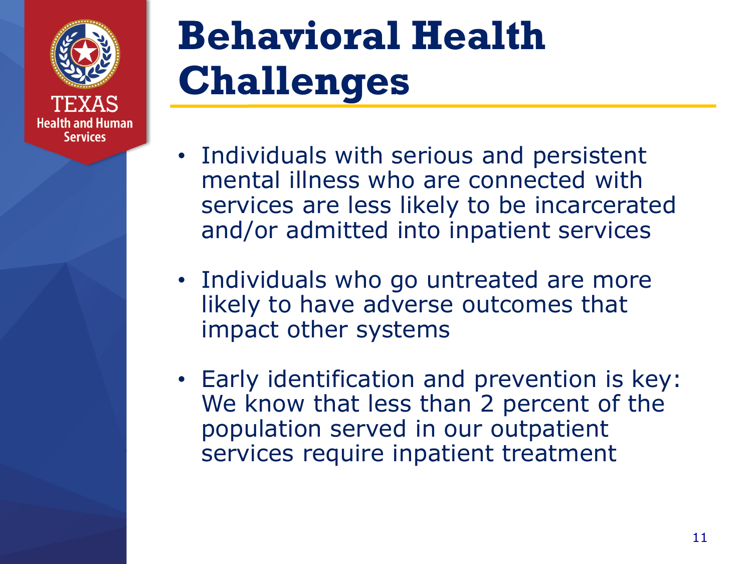# Behavioral Health Challenges

- Individuals with serious and persistent mental illness who are connected with services are less likely to be incarcerated and/or admitted into inpatient services
- Individuals who go untreated are more likely to have adverse outcomes that impact other systems
- Early identification and prevention is key: We know that less than 2 percent of the population served in our outpatient services require inpatient treatment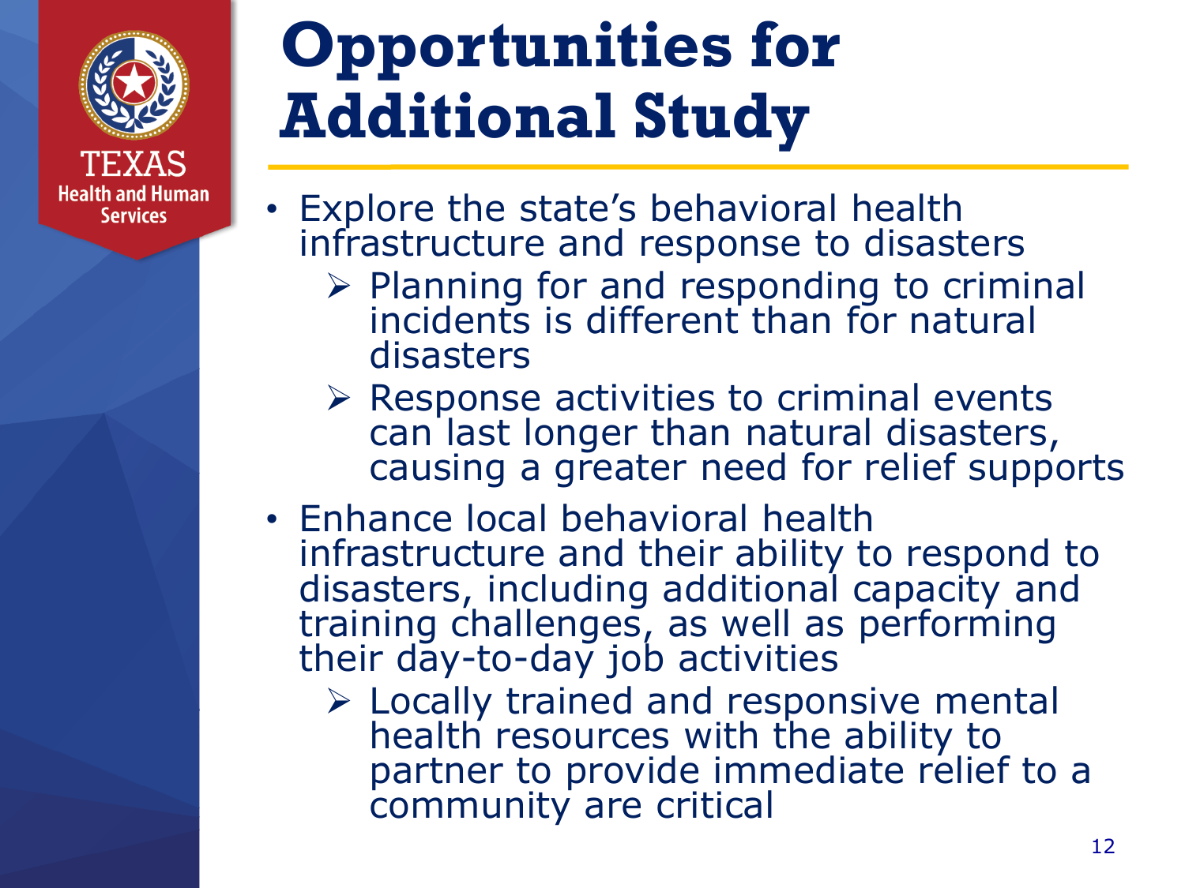# Opportunities for Additional Study

- Explore the state's behavioral health infrastructure and response to disasters
  - Planning for and responding to criminal incidents is different than for natural disasters
  - Response activities to criminal events can last longer than natural disasters, causing a greater need for relief supports
- Enhance local behavioral health infrastructure and their ability to respond to disasters, including additional capacity and training challenges, as well as performing their day-to-day job activities
  - Locally trained and responsive mental health resources with the ability to partner to provide immediate relief to a community are critical